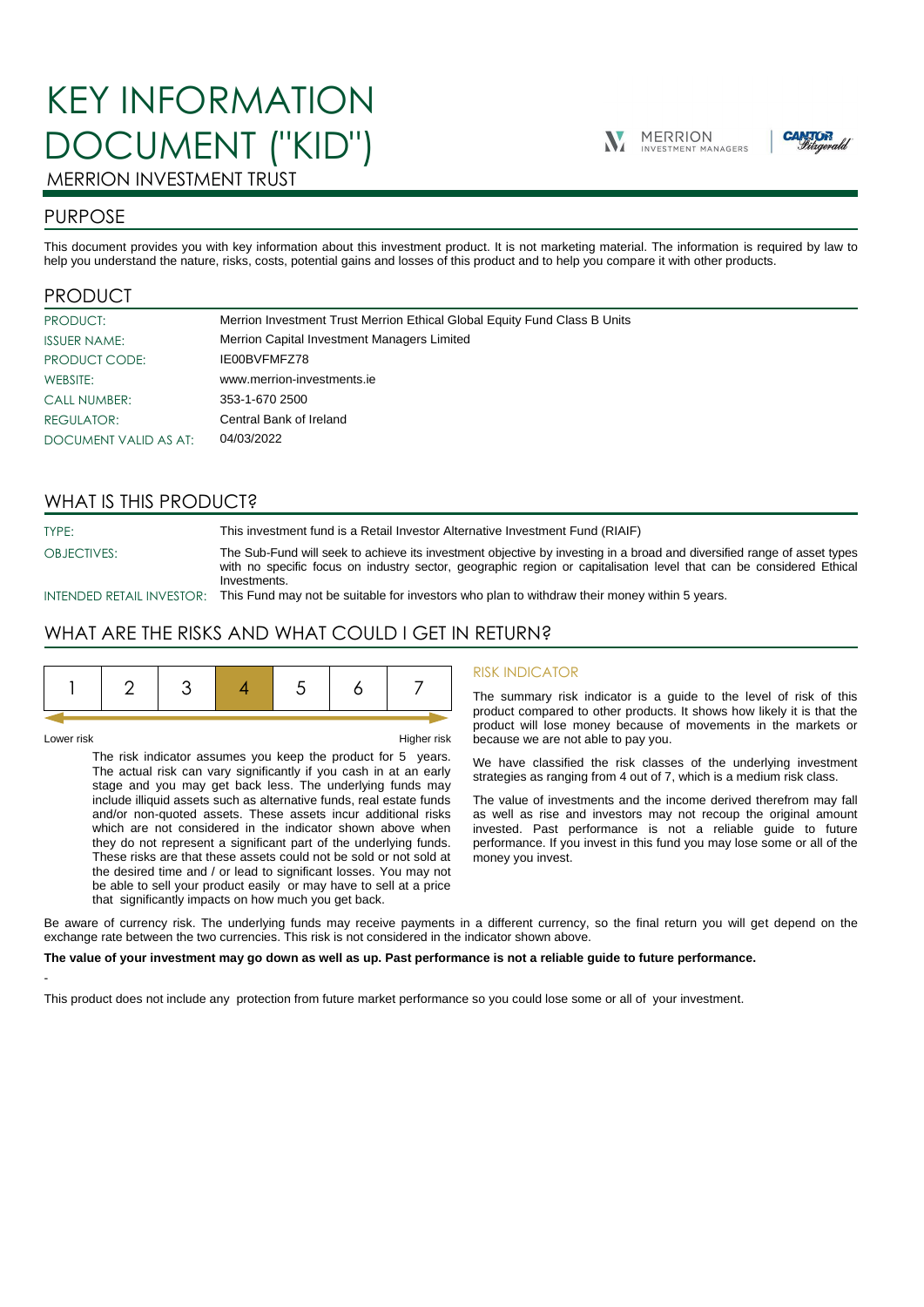# KEY INFORMATION DOCUMENT ("KID")

MERRION INVESTMENT TRUST

## PURPOSE

This document provides you with key information about this investment product. It is not marketing material. The information is required by law to help you understand the nature, risks, costs, potential gains and losses of this product and to help you compare it with other products.

## PRODUCT

| | |
|---|---|
| PRODUCT: | Merrion Investment Trust Merrion Ethical Global Equity Fund Class B Units |
| ISSUER NAME: | Merrion Capital Investment Managers Limited |
| PRODUCT CODE: | IE00BVFMFZ78 |
| WEBSITE: | www.merrion-investments.ie |
| CALL NUMBER: | 353-1-670 2500 |
| REGULATOR: | Central Bank of Ireland |
| DOCUMENT VALID AS AT: | 04/03/2022 |

## WHAT IS THIS PRODUCT?

| | |
|---|---|
| TYPE: | This investment fund is a Retail Investor Alternative Investment Fund (RIAIF) |
| OBJECTIVES: | The Sub-Fund will seek to achieve its investment objective by investing in a broad and diversified range of asset types with no specific focus on industry sector, geographic region or capitalisation level that can be considered Ethical Investments. |
| INTENDED RETAIL INVESTOR: | This Fund may not be suitable for investors who plan to withdraw their money within 5 years. |

## WHAT ARE THE RISKS AND WHAT COULD I GET IN RETURN?

| 1 | 2 | 3 | **4** | 5 | 6 | 7 |
|---|---|---|---|---|---|---|

Lower risk — Higher risk

The risk indicator assumes you keep the product for 5 years. The actual risk can vary significantly if you cash in at an early stage and you may get back less. The underlying funds may include illiquid assets such as alternative funds, real estate funds and/or non-quoted assets. These assets incur additional risks which are not considered in the indicator shown above when they do not represent a significant part of the underlying funds. These risks are that these assets could not be sold or not sold at the desired time and / or lead to significant losses. You may not be able to sell your product easily or may have to sell at a price that significantly impacts on how much you get back.

### RISK INDICATOR

The summary risk indicator is a guide to the level of risk of this product compared to other products. It shows how likely it is that the product will lose money because of movements in the markets or because we are not able to pay you.

We have classified the risk classes of the underlying investment strategies as ranging from 4 out of 7, which is a medium risk class.

The value of investments and the income derived therefrom may fall as well as rise and investors may not recoup the original amount invested. Past performance is not a reliable guide to future performance. If you invest in this fund you may lose some or all of the money you invest.

Be aware of currency risk. The underlying funds may receive payments in a different currency, so the final return you will get depend on the exchange rate between the two currencies. This risk is not considered in the indicator shown above.

**The value of your investment may go down as well as up. Past performance is not a reliable guide to future performance.**

-

This product does not include any protection from future market performance so you could lose some or all of your investment.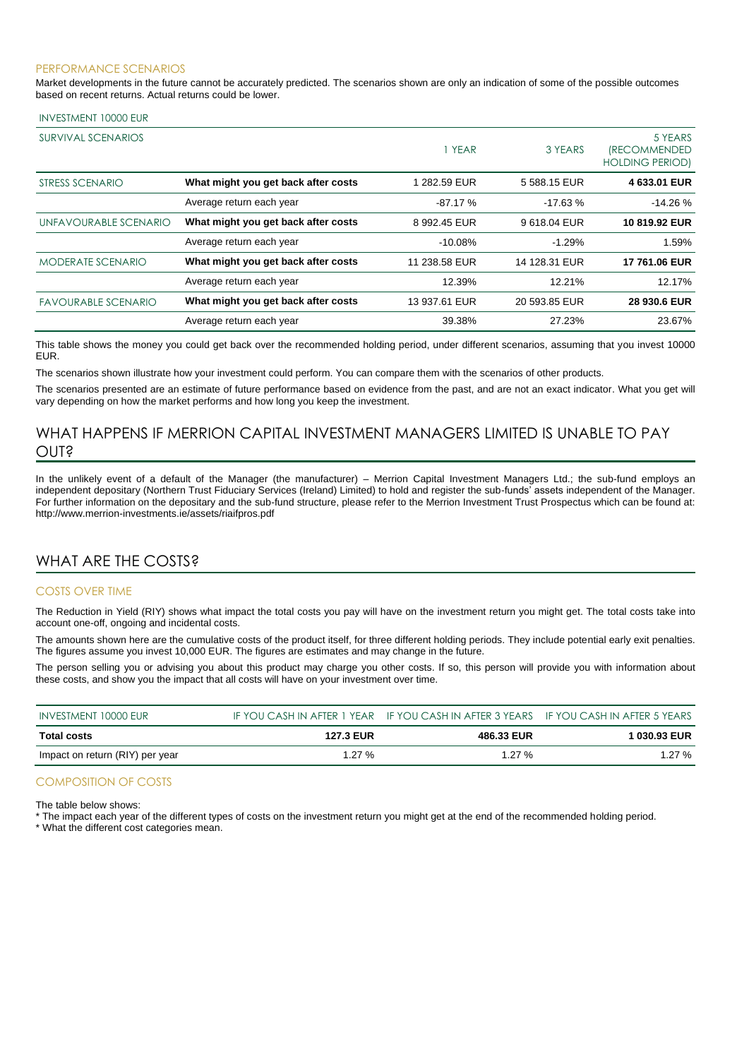### PERFORMANCE SCENARIOS

Market developments in the future cannot be accurately predicted. The scenarios shown are only an indication of some of the possible outcomes based on recent returns. Actual returns could be lower.

| INVESTMENT 10000 EUR | | | | |
|---|---|---|---|---|
| SURVIVAL SCENARIOS | | 1 YEAR | 3 YEARS | 5 YEARS (RECOMMENDED HOLDING PERIOD) |
| STRESS SCENARIO | **What might you get back after costs** | 1 282.59 EUR | 5 588.15 EUR | **4 633.01 EUR** |
| | Average return each year | -87.17 % | -17.63 % | -14.26 % |
| UNFAVOURABLE SCENARIO | **What might you get back after costs** | 8 992.45 EUR | 9 618.04 EUR | **10 819.92 EUR** |
| | Average return each year | -10.08% | -1.29% | 1.59% |
| MODERATE SCENARIO | **What might you get back after costs** | 11 238.58 EUR | 14 128.31 EUR | **17 761.06 EUR** |
| | Average return each year | 12.39% | 12.21% | 12.17% |
| FAVOURABLE SCENARIO | **What might you get back after costs** | 13 937.61 EUR | 20 593.85 EUR | **28 930.6 EUR** |
| | Average return each year | 39.38% | 27.23% | 23.67% |

This table shows the money you could get back over the recommended holding period, under different scenarios, assuming that you invest 10000 EUR.

The scenarios shown illustrate how your investment could perform. You can compare them with the scenarios of other products.

The scenarios presented are an estimate of future performance based on evidence from the past, and are not an exact indicator. What you get will vary depending on how the market performs and how long you keep the investment.

## WHAT HAPPENS IF MERRION CAPITAL INVESTMENT MANAGERS LIMITED IS UNABLE TO PAY OUT?

In the unlikely event of a default of the Manager (the manufacturer) – Merrion Capital Investment Managers Ltd.; the sub-fund employs an independent depositary (Northern Trust Fiduciary Services (Ireland) Limited) to hold and register the sub-funds' assets independent of the Manager. For further information on the depositary and the sub-fund structure, please refer to the Merrion Investment Trust Prospectus which can be found at: http://www.merrion-investments.ie/assets/riaifpros.pdf

## WHAT ARE THE COSTS?

### COSTS OVER TIME

The Reduction in Yield (RIY) shows what impact the total costs you pay will have on the investment return you might get. The total costs take into account one-off, ongoing and incidental costs.

The amounts shown here are the cumulative costs of the product itself, for three different holding periods. They include potential early exit penalties. The figures assume you invest 10,000 EUR. The figures are estimates and may change in the future.

The person selling you or advising you about this product may charge you other costs. If so, this person will provide you with information about these costs, and show you the impact that all costs will have on your investment over time.

| INVESTMENT 10000 EUR | IF YOU CASH IN AFTER 1 YEAR | IF YOU CASH IN AFTER 3 YEARS | IF YOU CASH IN AFTER 5 YEARS |
|---|---|---|---|
| **Total costs** | **127.3 EUR** | **486.33 EUR** | **1 030.93 EUR** |
| Impact on return (RIY) per year | 1.27 % | 1.27 % | 1.27 % |

### COMPOSITION OF COSTS

The table below shows:

* The impact each year of the different types of costs on the investment return you might get at the end of the recommended holding period.
* What the different cost categories mean.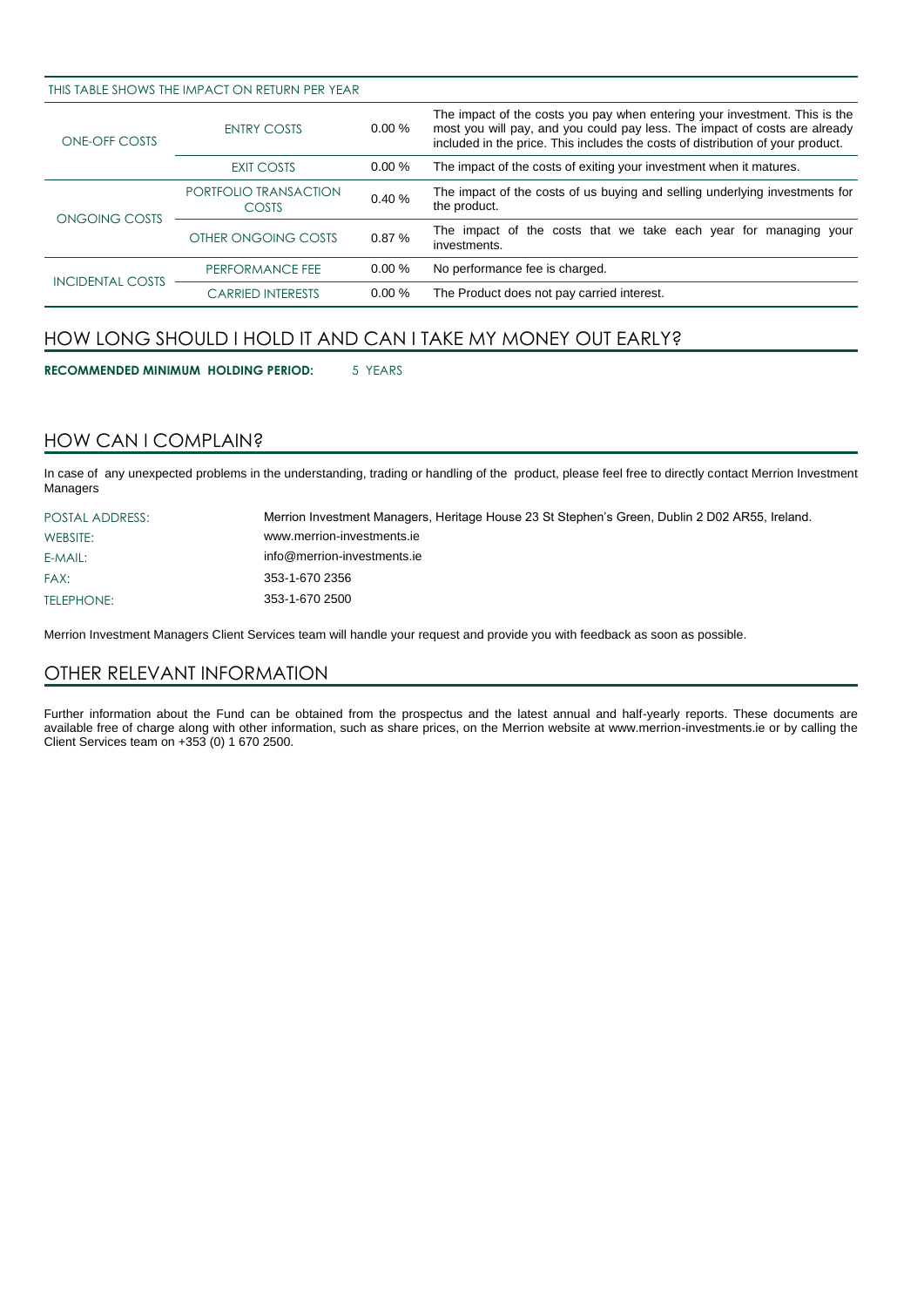| THIS TABLE SHOWS THE IMPACT ON RETURN PER YEAR | | | |
|---|---|---|---|
| ONE-OFF COSTS | ENTRY COSTS | 0.00 % | The impact of the costs you pay when entering your investment. This is the most you will pay, and you could pay less. The impact of costs are already included in the price. This includes the costs of distribution of your product. |
| | EXIT COSTS | 0.00 % | The impact of the costs of exiting your investment when it matures. |
| ONGOING COSTS | PORTFOLIO TRANSACTION COSTS | 0.40 % | The impact of the costs of us buying and selling underlying investments for the product. |
| | OTHER ONGOING COSTS | 0.87 % | The impact of the costs that we take each year for managing your investments. |
| INCIDENTAL COSTS | PERFORMANCE FEE | 0.00 % | No performance fee is charged. |
| | CARRIED INTERESTS | 0.00 % | The Product does not pay carried interest. |

## HOW LONG SHOULD I HOLD IT AND CAN I TAKE MY MONEY OUT EARLY?

**RECOMMENDED MINIMUM HOLDING PERIOD:** 5 YEARS

## HOW CAN I COMPLAIN?

In case of any unexpected problems in the understanding, trading or handling of the product, please feel free to directly contact Merrion Investment Managers

| | |
|---|---|
| POSTAL ADDRESS: | Merrion Investment Managers, Heritage House 23 St Stephen's Green, Dublin 2 D02 AR55, Ireland. |
| WEBSITE: | www.merrion-investments.ie |
| E-MAIL: | info@merrion-investments.ie |
| FAX: | 353-1-670 2356 |
| TELEPHONE: | 353-1-670 2500 |

Merrion Investment Managers Client Services team will handle your request and provide you with feedback as soon as possible.

## OTHER RELEVANT INFORMATION

Further information about the Fund can be obtained from the prospectus and the latest annual and half-yearly reports. These documents are available free of charge along with other information, such as share prices, on the Merrion website at www.merrion-investments.ie or by calling the Client Services team on +353 (0) 1 670 2500.